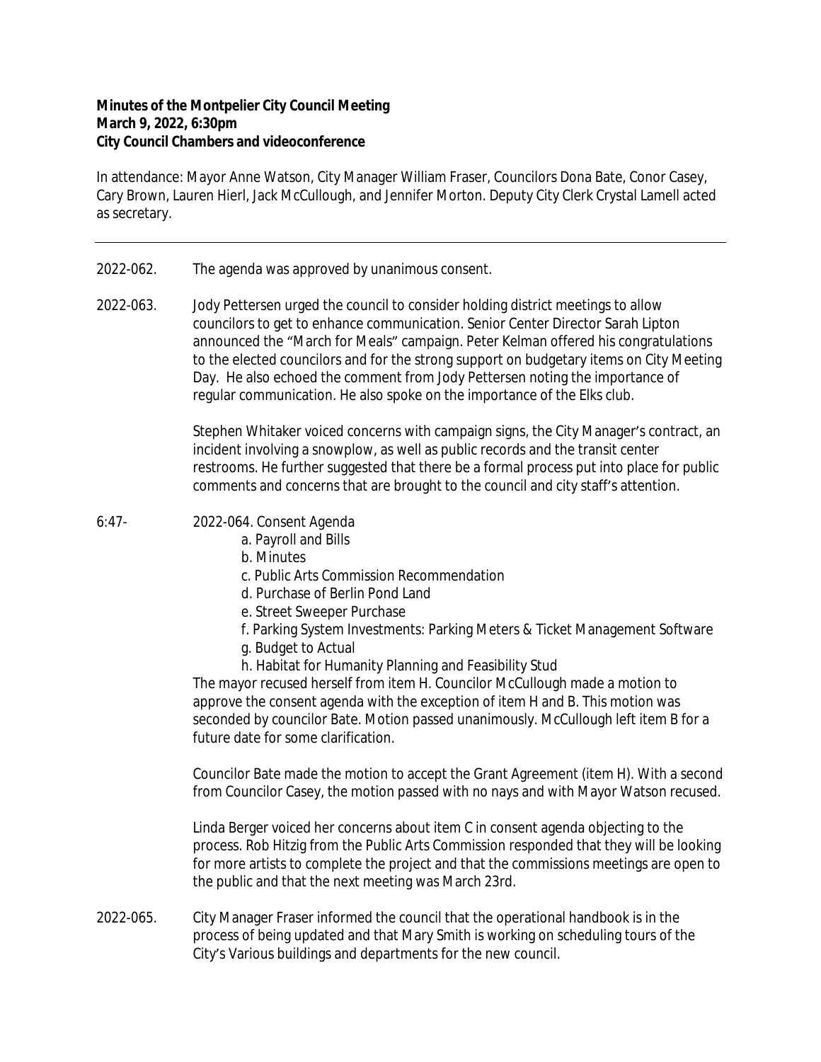**Minutes of the Montpelier City Council Meeting**
**March 9, 2022, 6:30pm**
**City Council Chambers and videoconference**

In attendance: Mayor Anne Watson, City Manager William Fraser, Councilors Dona Bate, Conor Casey, Cary Brown, Lauren Hierl, Jack McCullough, and Jennifer Morton. Deputy City Clerk Crystal Lamell acted as secretary.

---

2022-062. The agenda was approved by unanimous consent.

2022-063. Jody Pettersen urged the council to consider holding district meetings to allow councilors to get to enhance communication. Senior Center Director Sarah Lipton announced the "March for Meals" campaign. Peter Kelman offered his congratulations to the elected councilors and for the strong support on budgetary items on City Meeting Day. He also echoed the comment from Jody Pettersen noting the importance of regular communication. He also spoke on the importance of the Elks club.

Stephen Whitaker voiced concerns with campaign signs, the City Manager's contract, an incident involving a snowplow, as well as public records and the transit center restrooms. He further suggested that there be a formal process put into place for public comments and concerns that are brought to the council and city staff's attention.

6:47- 2022-064. Consent Agenda

- a. Payroll and Bills
- b. Minutes
- c. Public Arts Commission Recommendation
- d. Purchase of Berlin Pond Land
- e. Street Sweeper Purchase
- f. Parking System Investments: Parking Meters & Ticket Management Software
- g. Budget to Actual
- h. Habitat for Humanity Planning and Feasibility Stud

The mayor recused herself from item H. Councilor McCullough made a motion to approve the consent agenda with the exception of item H and B. This motion was seconded by councilor Bate. Motion passed unanimously. McCullough left item B for a future date for some clarification.

Councilor Bate made the motion to accept the Grant Agreement (item H). With a second from Councilor Casey, the motion passed with no nays and with Mayor Watson recused.

Linda Berger voiced her concerns about item C in consent agenda objecting to the process. Rob Hitzig from the Public Arts Commission responded that they will be looking for more artists to complete the project and that the commissions meetings are open to the public and that the next meeting was March 23rd.

2022-065. City Manager Fraser informed the council that the operational handbook is in the process of being updated and that Mary Smith is working on scheduling tours of the City's Various buildings and departments for the new council.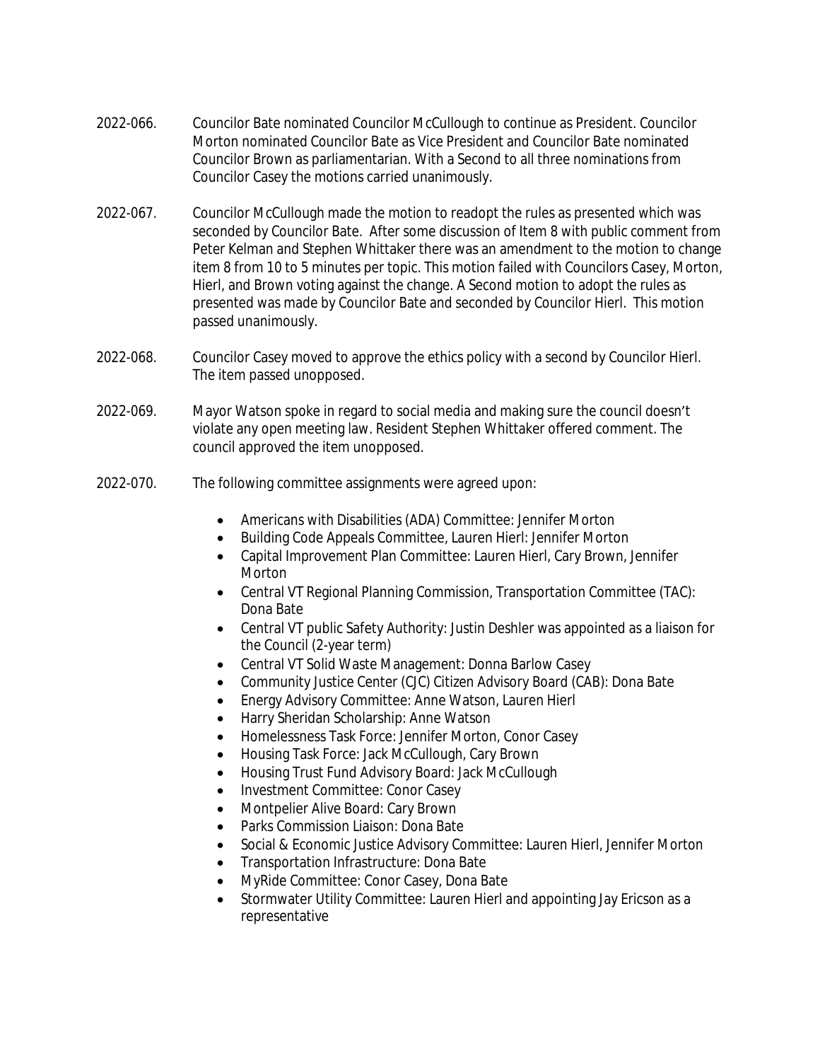2022-066. Councilor Bate nominated Councilor McCullough to continue as President. Councilor Morton nominated Councilor Bate as Vice President and Councilor Bate nominated Councilor Brown as parliamentarian. With a Second to all three nominations from Councilor Casey the motions carried unanimously.

2022-067. Councilor McCullough made the motion to readopt the rules as presented which was seconded by Councilor Bate. After some discussion of Item 8 with public comment from Peter Kelman and Stephen Whittaker there was an amendment to the motion to change item 8 from 10 to 5 minutes per topic. This motion failed with Councilors Casey, Morton, Hierl, and Brown voting against the change. A Second motion to adopt the rules as presented was made by Councilor Bate and seconded by Councilor Hierl. This motion passed unanimously.

2022-068. Councilor Casey moved to approve the ethics policy with a second by Councilor Hierl. The item passed unopposed.

2022-069. Mayor Watson spoke in regard to social media and making sure the council doesn't violate any open meeting law. Resident Stephen Whittaker offered comment. The council approved the item unopposed.

2022-070. The following committee assignments were agreed upon:

- Americans with Disabilities (ADA) Committee: Jennifer Morton
- Building Code Appeals Committee, Lauren Hierl: Jennifer Morton
- Capital Improvement Plan Committee: Lauren Hierl, Cary Brown, Jennifer Morton
- Central VT Regional Planning Commission, Transportation Committee (TAC): Dona Bate
- Central VT public Safety Authority: Justin Deshler was appointed as a liaison for the Council (2-year term)
- Central VT Solid Waste Management: Donna Barlow Casey
- Community Justice Center (CJC) Citizen Advisory Board (CAB): Dona Bate
- Energy Advisory Committee: Anne Watson, Lauren Hierl
- Harry Sheridan Scholarship: Anne Watson
- Homelessness Task Force: Jennifer Morton, Conor Casey
- Housing Task Force: Jack McCullough, Cary Brown
- Housing Trust Fund Advisory Board: Jack McCullough
- Investment Committee: Conor Casey
- Montpelier Alive Board: Cary Brown
- Parks Commission Liaison: Dona Bate
- Social & Economic Justice Advisory Committee: Lauren Hierl, Jennifer Morton
- Transportation Infrastructure: Dona Bate
- MyRide Committee: Conor Casey, Dona Bate
- Stormwater Utility Committee: Lauren Hierl and appointing Jay Ericson as a representative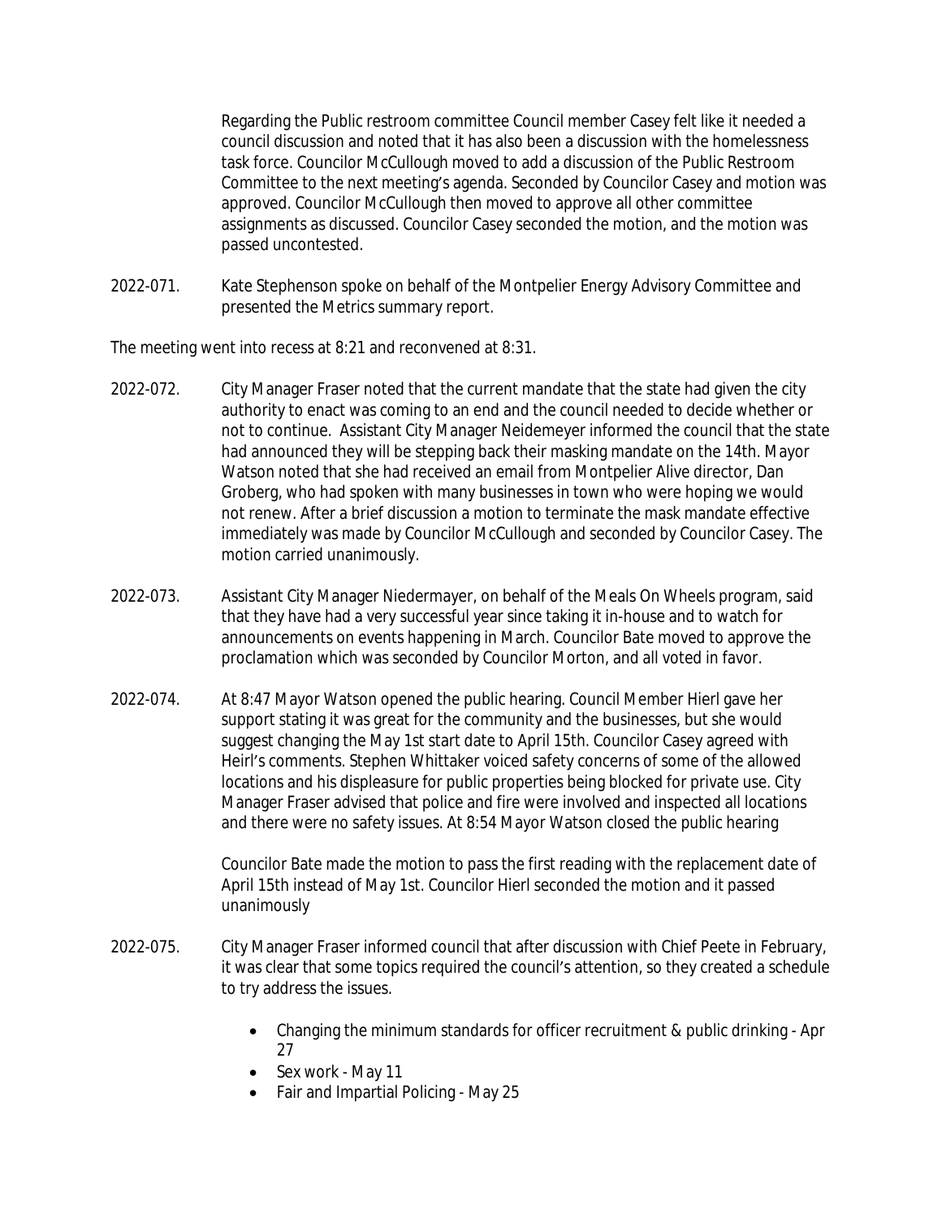Regarding the Public restroom committee Council member Casey felt like it needed a council discussion and noted that it has also been a discussion with the homelessness task force. Councilor McCullough moved to add a discussion of the Public Restroom Committee to the next meeting's agenda. Seconded by Councilor Casey and motion was approved. Councilor McCullough then moved to approve all other committee assignments as discussed. Councilor Casey seconded the motion, and the motion was passed uncontested.

2022-071. Kate Stephenson spoke on behalf of the Montpelier Energy Advisory Committee and presented the Metrics summary report.

The meeting went into recess at 8:21 and reconvened at 8:31.

2022-072. City Manager Fraser noted that the current mandate that the state had given the city authority to enact was coming to an end and the council needed to decide whether or not to continue. Assistant City Manager Neidemeyer informed the council that the state had announced they will be stepping back their masking mandate on the 14th. Mayor Watson noted that she had received an email from Montpelier Alive director, Dan Groberg, who had spoken with many businesses in town who were hoping we would not renew. After a brief discussion a motion to terminate the mask mandate effective immediately was made by Councilor McCullough and seconded by Councilor Casey. The motion carried unanimously.

2022-073. Assistant City Manager Niedermayer, on behalf of the Meals On Wheels program, said that they have had a very successful year since taking it in-house and to watch for announcements on events happening in March. Councilor Bate moved to approve the proclamation which was seconded by Councilor Morton, and all voted in favor.

2022-074. At 8:47 Mayor Watson opened the public hearing. Council Member Hierl gave her support stating it was great for the community and the businesses, but she would suggest changing the May 1st start date to April 15th. Councilor Casey agreed with Heirl's comments. Stephen Whittaker voiced safety concerns of some of the allowed locations and his displeasure for public properties being blocked for private use. City Manager Fraser advised that police and fire were involved and inspected all locations and there were no safety issues. At 8:54 Mayor Watson closed the public hearing

Councilor Bate made the motion to pass the first reading with the replacement date of April 15th instead of May 1st. Councilor Hierl seconded the motion and it passed unanimously

2022-075. City Manager Fraser informed council that after discussion with Chief Peete in February, it was clear that some topics required the council's attention, so they created a schedule to try address the issues.

- Changing the minimum standards for officer recruitment & public drinking - Apr 27
- Sex work - May 11
- Fair and Impartial Policing - May 25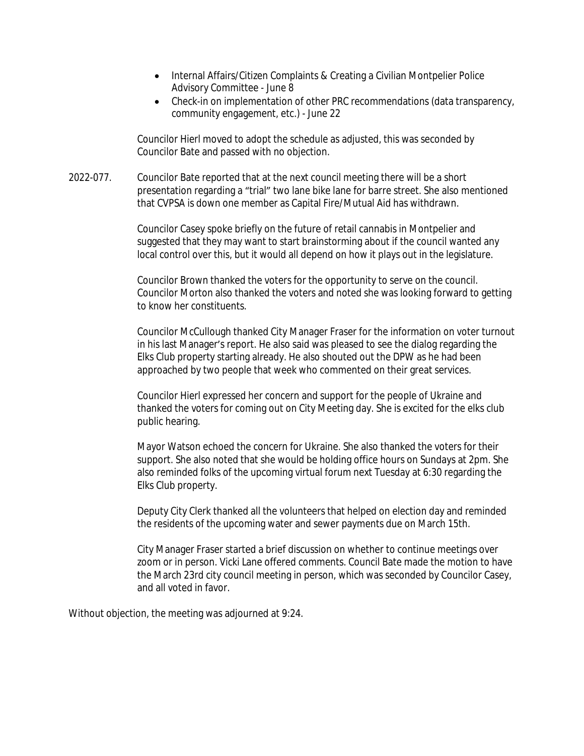- Internal Affairs/Citizen Complaints & Creating a Civilian Montpelier Police Advisory Committee - June 8
- Check-in on implementation of other PRC recommendations (data transparency, community engagement, etc.) - June 22

Councilor Hierl moved to adopt the schedule as adjusted, this was seconded by Councilor Bate and passed with no objection.

2022-077. Councilor Bate reported that at the next council meeting there will be a short presentation regarding a "trial" two lane bike lane for barre street. She also mentioned that CVPSA is down one member as Capital Fire/Mutual Aid has withdrawn.

Councilor Casey spoke briefly on the future of retail cannabis in Montpelier and suggested that they may want to start brainstorming about if the council wanted any local control over this, but it would all depend on how it plays out in the legislature.

Councilor Brown thanked the voters for the opportunity to serve on the council. Councilor Morton also thanked the voters and noted she was looking forward to getting to know her constituents.

Councilor McCullough thanked City Manager Fraser for the information on voter turnout in his last Manager's report. He also said was pleased to see the dialog regarding the Elks Club property starting already. He also shouted out the DPW as he had been approached by two people that week who commented on their great services.

Councilor Hierl expressed her concern and support for the people of Ukraine and thanked the voters for coming out on City Meeting day. She is excited for the elks club public hearing.

Mayor Watson echoed the concern for Ukraine. She also thanked the voters for their support. She also noted that she would be holding office hours on Sundays at 2pm. She also reminded folks of the upcoming virtual forum next Tuesday at 6:30 regarding the Elks Club property.

Deputy City Clerk thanked all the volunteers that helped on election day and reminded the residents of the upcoming water and sewer payments due on March 15th.

City Manager Fraser started a brief discussion on whether to continue meetings over zoom or in person. Vicki Lane offered comments. Council Bate made the motion to have the March 23rd city council meeting in person, which was seconded by Councilor Casey, and all voted in favor.

Without objection, the meeting was adjourned at 9:24.